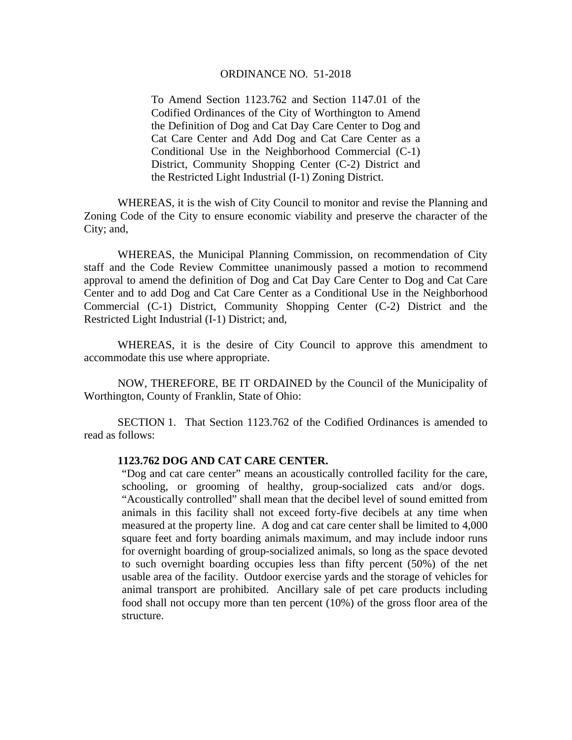# ORDINANCE NO. 51-2018

To Amend Section 1123.762 and Section 1147.01 of the Codified Ordinances of the City of Worthington to Amend the Definition of Dog and Cat Day Care Center to Dog and Cat Care Center and Add Dog and Cat Care Center as a Conditional Use in the Neighborhood Commercial (C-1) District, Community Shopping Center (C-2) District and the Restricted Light Industrial (I-1) Zoning District.

WHEREAS, it is the wish of City Council to monitor and revise the Planning and Zoning Code of the City to ensure economic viability and preserve the character of the City; and,

WHEREAS, the Municipal Planning Commission, on recommendation of City staff and the Code Review Committee unanimously passed a motion to recommend approval to amend the definition of Dog and Cat Day Care Center to Dog and Cat Care Center and to add Dog and Cat Care Center as a Conditional Use in the Neighborhood Commercial (C-1) District, Community Shopping Center (C-2) District and the Restricted Light Industrial (I-1) District; and,

WHEREAS, it is the desire of City Council to approve this amendment to accommodate this use where appropriate.

NOW, THEREFORE, BE IT ORDAINED by the Council of the Municipality of Worthington, County of Franklin, State of Ohio:

SECTION 1. That Section 1123.762 of the Codified Ordinances is amended to read as follows:

**1123.762 DOG AND CAT CARE CENTER.**

"Dog and cat care center" means an acoustically controlled facility for the care, schooling, or grooming of healthy, group-socialized cats and/or dogs. "Acoustically controlled" shall mean that the decibel level of sound emitted from animals in this facility shall not exceed forty-five decibels at any time when measured at the property line. A dog and cat care center shall be limited to 4,000 square feet and forty boarding animals maximum, and may include indoor runs for overnight boarding of group-socialized animals, so long as the space devoted to such overnight boarding occupies less than fifty percent (50%) of the net usable area of the facility. Outdoor exercise yards and the storage of vehicles for animal transport are prohibited. Ancillary sale of pet care products including food shall not occupy more than ten percent (10%) of the gross floor area of the structure.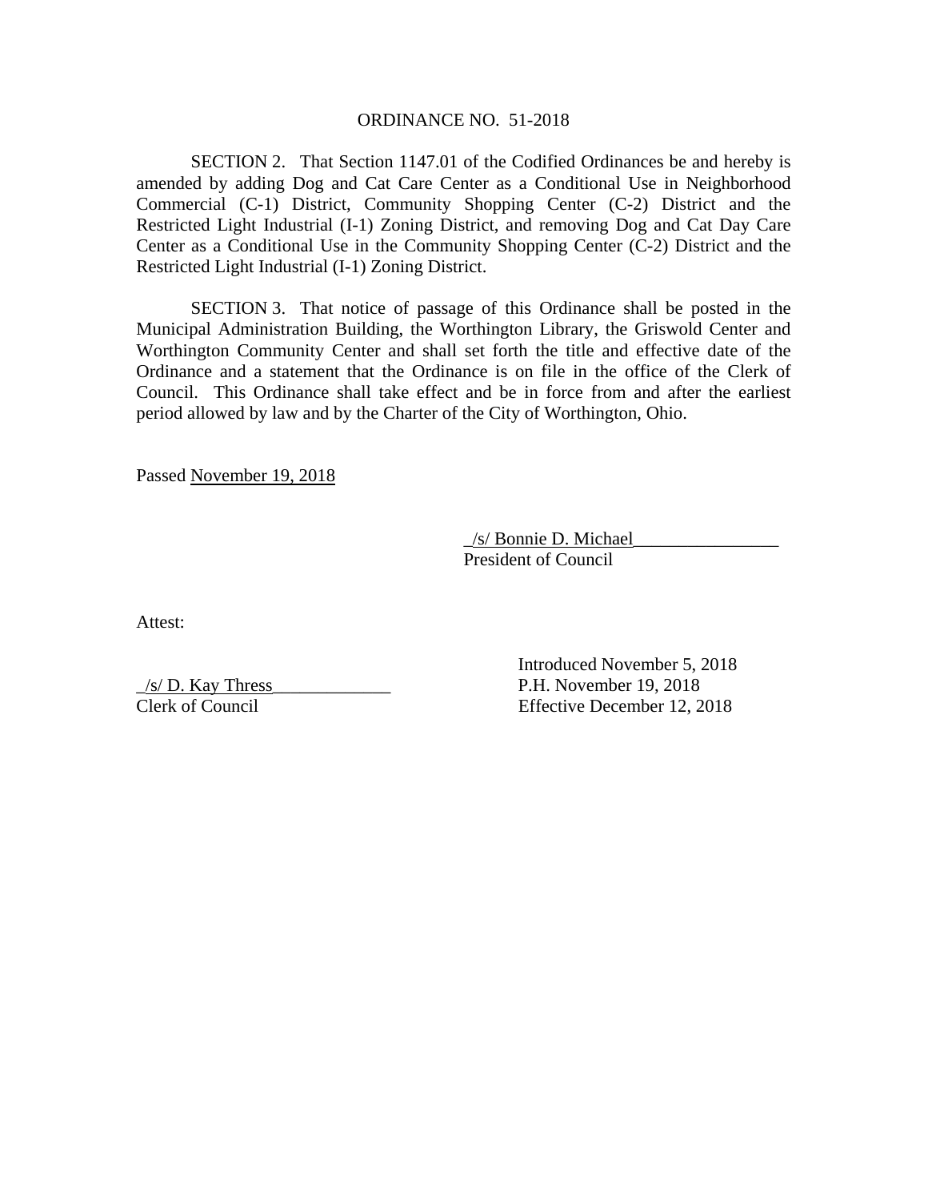ORDINANCE NO. 51-2018

SECTION 2. That Section 1147.01 of the Codified Ordinances be and hereby is amended by adding Dog and Cat Care Center as a Conditional Use in Neighborhood Commercial (C-1) District, Community Shopping Center (C-2) District and the Restricted Light Industrial (I-1) Zoning District, and removing Dog and Cat Day Care Center as a Conditional Use in the Community Shopping Center (C-2) District and the Restricted Light Industrial (I-1) Zoning District.

SECTION 3. That notice of passage of this Ordinance shall be posted in the Municipal Administration Building, the Worthington Library, the Griswold Center and Worthington Community Center and shall set forth the title and effective date of the Ordinance and a statement that the Ordinance is on file in the office of the Clerk of Council. This Ordinance shall take effect and be in force from and after the earliest period allowed by law and by the Charter of the City of Worthington, Ohio.

Passed November 19, 2018

_/s/ Bonnie D. Michael________________
President of Council

Attest:

_/s/ D. Kay Thress_____________
Clerk of Council

Introduced November 5, 2018
P.H. November 19, 2018
Effective December 12, 2018